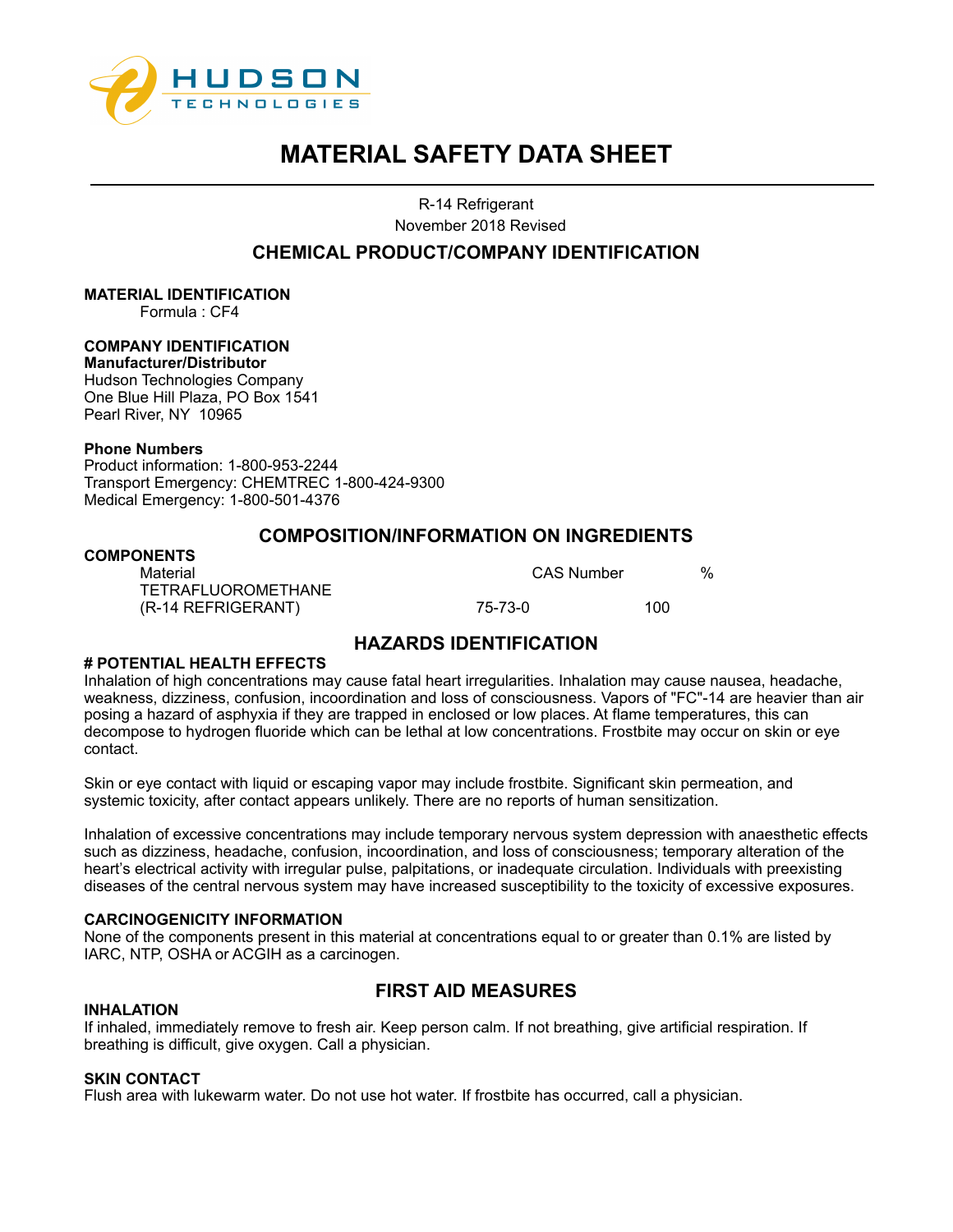HUDSON TECHNOLOGIES

# MATERIAL SAFETY DATA SHEET

R-14 Refrigerant

November 2018 Revised

## CHEMICAL PRODUCT/COMPANY IDENTIFICATION

**MATERIAL IDENTIFICATION**

Formula : CF4

**COMPANY IDENTIFICATION**

**Manufacturer/Distributor**

Hudson Technologies Company
One Blue Hill Plaza, PO Box 1541
Pearl River, NY 10965

**Phone Numbers**

Product information: 1-800-953-2244
Transport Emergency: CHEMTREC 1-800-424-9300
Medical Emergency: 1-800-501-4376

## COMPOSITION/INFORMATION ON INGREDIENTS

**COMPONENTS**

| Material | CAS Number | % |
|---|---|---|
| TETRAFLUOROMETHANE (R-14 REFRIGERANT) | 75-73-0 | 100 |

## HAZARDS IDENTIFICATION

**# POTENTIAL HEALTH EFFECTS**

Inhalation of high concentrations may cause fatal heart irregularities. Inhalation may cause nausea, headache, weakness, dizziness, confusion, incoordination and loss of consciousness. Vapors of "FC"-14 are heavier than air posing a hazard of asphyxia if they are trapped in enclosed or low places. At flame temperatures, this can decompose to hydrogen fluoride which can be lethal at low concentrations. Frostbite may occur on skin or eye contact.

Skin or eye contact with liquid or escaping vapor may include frostbite. Significant skin permeation, and systemic toxicity, after contact appears unlikely. There are no reports of human sensitization.

Inhalation of excessive concentrations may include temporary nervous system depression with anaesthetic effects such as dizziness, headache, confusion, incoordination, and loss of consciousness; temporary alteration of the heart's electrical activity with irregular pulse, palpitations, or inadequate circulation. Individuals with preexisting diseases of the central nervous system may have increased susceptibility to the toxicity of excessive exposures.

**CARCINOGENICITY INFORMATION**

None of the components present in this material at concentrations equal to or greater than 0.1% are listed by IARC, NTP, OSHA or ACGIH as a carcinogen.

## FIRST AID MEASURES

**INHALATION**

If inhaled, immediately remove to fresh air. Keep person calm. If not breathing, give artificial respiration. If breathing is difficult, give oxygen. Call a physician.

**SKIN CONTACT**

Flush area with lukewarm water. Do not use hot water. If frostbite has occurred, call a physician.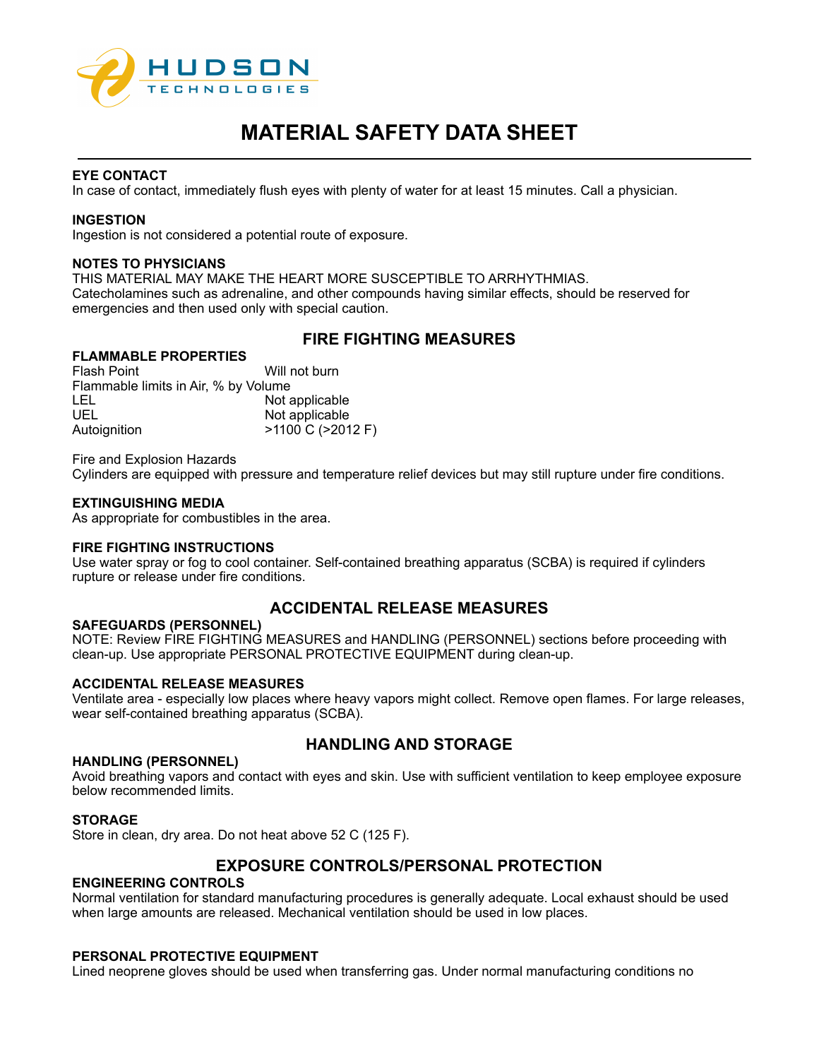# MATERIAL SAFETY DATA SHEET

**EYE CONTACT**
In case of contact, immediately flush eyes with plenty of water for at least 15 minutes. Call a physician.

**INGESTION**
Ingestion is not considered a potential route of exposure.

**NOTES TO PHYSICIANS**
THIS MATERIAL MAY MAKE THE HEART MORE SUSCEPTIBLE TO ARRHYTHMIAS.
Catecholamines such as adrenaline, and other compounds having similar effects, should be reserved for emergencies and then used only with special caution.

## FIRE FIGHTING MEASURES

**FLAMMABLE PROPERTIES**

Flash Point: Will not burn

Flammable limits in Air, % by Volume

LEL: Not applicable

UEL: Not applicable

Autoignition: >1100 C (>2012 F)

Fire and Explosion Hazards
Cylinders are equipped with pressure and temperature relief devices but may still rupture under fire conditions.

**EXTINGUISHING MEDIA**
As appropriate for combustibles in the area.

**FIRE FIGHTING INSTRUCTIONS**
Use water spray or fog to cool container. Self-contained breathing apparatus (SCBA) is required if cylinders rupture or release under fire conditions.

## ACCIDENTAL RELEASE MEASURES

**SAFEGUARDS (PERSONNEL)**
NOTE: Review FIRE FIGHTING MEASURES and HANDLING (PERSONNEL) sections before proceeding with clean-up. Use appropriate PERSONAL PROTECTIVE EQUIPMENT during clean-up.

**ACCIDENTAL RELEASE MEASURES**
Ventilate area - especially low places where heavy vapors might collect. Remove open flames. For large releases, wear self-contained breathing apparatus (SCBA).

## HANDLING AND STORAGE

**HANDLING (PERSONNEL)**
Avoid breathing vapors and contact with eyes and skin. Use with sufficient ventilation to keep employee exposure below recommended limits.

**STORAGE**
Store in clean, dry area. Do not heat above 52 C (125 F).

## EXPOSURE CONTROLS/PERSONAL PROTECTION

**ENGINEERING CONTROLS**
Normal ventilation for standard manufacturing procedures is generally adequate. Local exhaust should be used when large amounts are released. Mechanical ventilation should be used in low places.

**PERSONAL PROTECTIVE EQUIPMENT**
Lined neoprene gloves should be used when transferring gas. Under normal manufacturing conditions no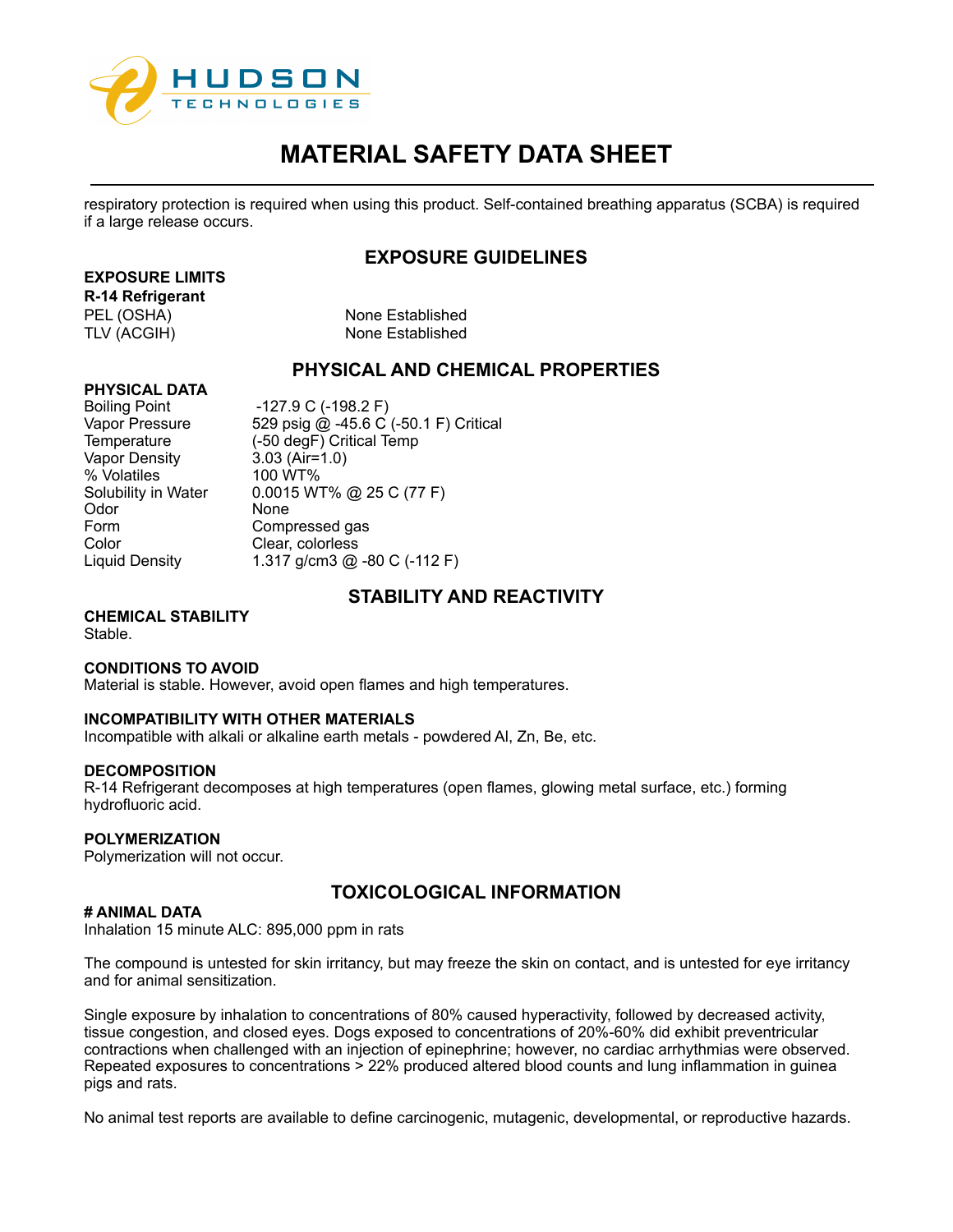respiratory protection is required when using this product. Self-contained breathing apparatus (SCBA) is required if a large release occurs.

## EXPOSURE GUIDELINES

**EXPOSURE LIMITS**
**R-14 Refrigerant**

| | |
|---|---|
| PEL (OSHA) | None Established |
| TLV (ACGIH) | None Established |

## PHYSICAL AND CHEMICAL PROPERTIES

**PHYSICAL DATA**

| | |
|---|---|
| Boiling Point | -127.9 C (-198.2 F) |
| Vapor Pressure | 529 psig @ -45.6 C (-50.1 F) Critical |
| Temperature | (-50 degF) Critical Temp |
| Vapor Density | 3.03 (Air=1.0) |
| % Volatiles | 100 WT% |
| Solubility in Water | 0.0015 WT% @ 25 C (77 F) |
| Odor | None |
| Form | Compressed gas |
| Color | Clear, colorless |
| Liquid Density | 1.317 g/cm3 @ -80 C (-112 F) |

## STABILITY AND REACTIVITY

**CHEMICAL STABILITY**
Stable.

**CONDITIONS TO AVOID**
Material is stable. However, avoid open flames and high temperatures.

**INCOMPATIBILITY WITH OTHER MATERIALS**
Incompatible with alkali or alkaline earth metals - powdered Al, Zn, Be, etc.

**DECOMPOSITION**
R-14 Refrigerant decomposes at high temperatures (open flames, glowing metal surface, etc.) forming hydrofluoric acid.

**POLYMERIZATION**
Polymerization will not occur.

## TOXICOLOGICAL INFORMATION

**# ANIMAL DATA**
Inhalation 15 minute ALC: 895,000 ppm in rats

The compound is untested for skin irritancy, but may freeze the skin on contact, and is untested for eye irritancy and for animal sensitization.

Single exposure by inhalation to concentrations of 80% caused hyperactivity, followed by decreased activity, tissue congestion, and closed eyes. Dogs exposed to concentrations of 20%-60% did exhibit preventricular contractions when challenged with an injection of epinephrine; however, no cardiac arrhythmias were observed. Repeated exposures to concentrations > 22% produced altered blood counts and lung inflammation in guinea pigs and rats.

No animal test reports are available to define carcinogenic, mutagenic, developmental, or reproductive hazards.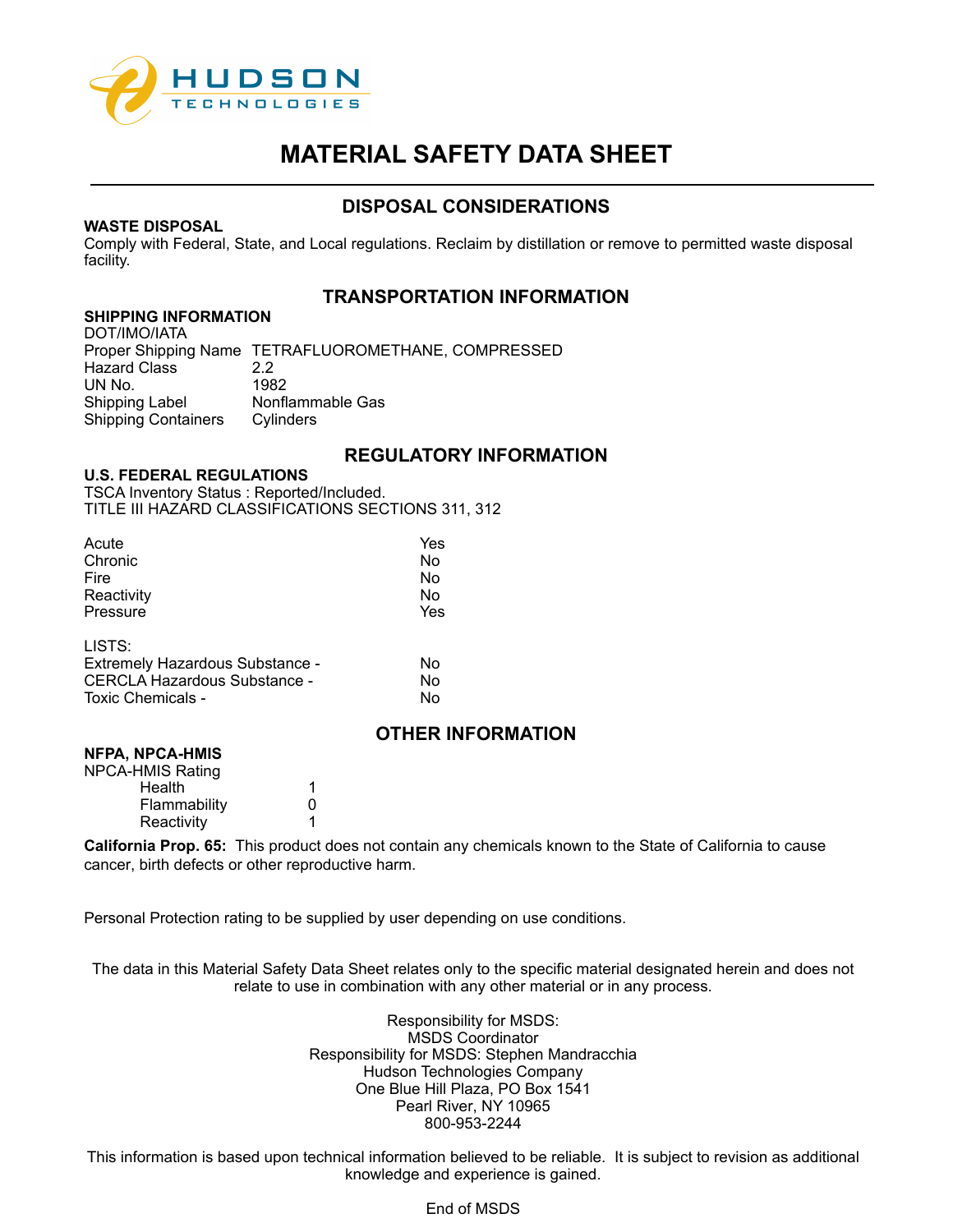# MATERIAL SAFETY DATA SHEET

## DISPOSAL CONSIDERATIONS

**WASTE DISPOSAL**

Comply with Federal, State, and Local regulations. Reclaim by distillation or remove to permitted waste disposal facility.

## TRANSPORTATION INFORMATION

**SHIPPING INFORMATION**

DOT/IMO/IATA

| | |
|---|---|
| Proper Shipping Name | TETRAFLUOROMETHANE, COMPRESSED |
| Hazard Class | 2.2 |
| UN No. | 1982 |
| Shipping Label | Nonflammable Gas |
| Shipping Containers | Cylinders |

## REGULATORY INFORMATION

**U.S. FEDERAL REGULATIONS**

TSCA Inventory Status : Reported/Included.
TITLE III HAZARD CLASSIFICATIONS SECTIONS 311, 312

| | |
|---|---|
| Acute | Yes |
| Chronic | No |
| Fire | No |
| Reactivity | No |
| Pressure | Yes |

LISTS:

| | |
|---|---|
| Extremely Hazardous Substance - | No |
| CERCLA Hazardous Substance - | No |
| Toxic Chemicals - | No |

## OTHER INFORMATION

**NFPA, NPCA-HMIS**

NPCA-HMIS Rating

| | |
|---|---|
| Health | 1 |
| Flammability | 0 |
| Reactivity | 1 |

**California Prop. 65:** This product does not contain any chemicals known to the State of California to cause cancer, birth defects or other reproductive harm.

Personal Protection rating to be supplied by user depending on use conditions.

The data in this Material Safety Data Sheet relates only to the specific material designated herein and does not relate to use in combination with any other material or in any process.

Responsibility for MSDS:
MSDS Coordinator
Responsibility for MSDS: Stephen Mandracchia
Hudson Technologies Company
One Blue Hill Plaza, PO Box 1541
Pearl River, NY 10965
800-953-2244

This information is based upon technical information believed to be reliable. It is subject to revision as additional knowledge and experience is gained.

End of MSDS